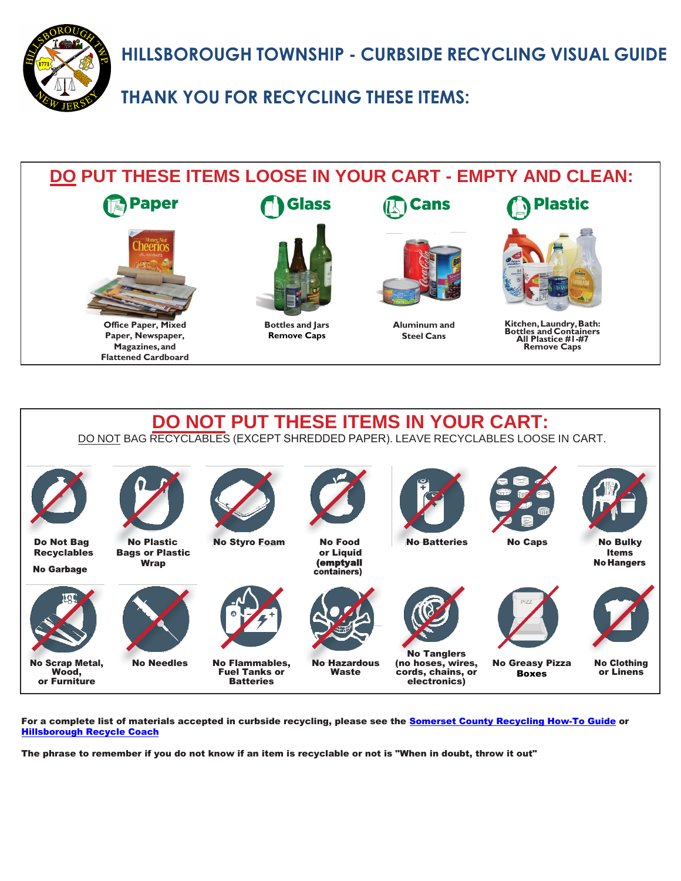# HILLSBOROUGH TOWNSHIP - CURBSIDE RECYCLING VISUAL GUIDE

## THANK YOU FOR RECYCLING THESE ITEMS:

## DO PUT THESE ITEMS LOOSE IN YOUR CART - EMPTY AND CLEAN:

**Paper**

Office Paper, Mixed Paper, Newspaper, Magazines, and Flattened Cardboard

**Glass**

Bottles and Jars
Remove Caps

**Cans**

Aluminum and Steel Cans

**Plastic**

Kitchen, Laundry, Bath: Bottles and Containers
All Plastice #1-#7
Remove Caps

## DO NOT PUT THESE ITEMS IN YOUR CART:

DO NOT BAG RECYCLABLES (EXCEPT SHREDDED PAPER). LEAVE RECYCLABLES LOOSE IN CART.

- **Do Not Bag Recyclables**
  **No Garbage**
- **No Plastic Bags or Plastic Wrap**
- **No Styro Foam**
- **No Food or Liquid (emptyall containers)**
- **No Batteries**
- **No Caps**
- **No Bulky Items**
  **No Hangers**
- **No Scrap Metal, Wood, or Furniture**
- **No Needles**
- **No Flammables, Fuel Tanks or Batteries**
- **No Hazardous Waste**
- **No Tanglers (no hoses, wires, cords, chains, or electronics)**
- **No Greasy Pizza Boxes**
- **No Clothing or Linens**

**For a complete list of materials accepted in curbside recycling, please see the [Somerset County Recycling How-To Guide] or [Hillsborough Recycle Coach]**

**The phrase to remember if you do not know if an item is recyclable or not is "When in doubt, throw it out"**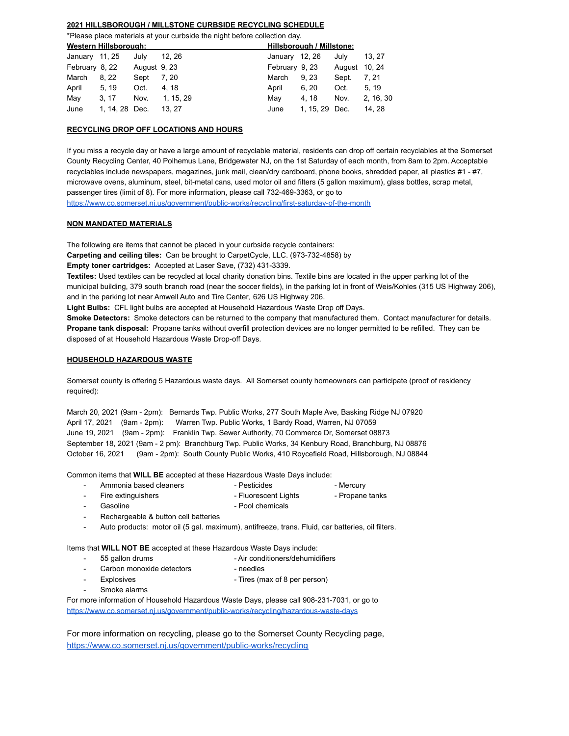**2021 HILLSBOROUGH / MILLSTONE CURBSIDE RECYCLING SCHEDULE**

*Please place materials at your curbside the night before collection day.

| Western Hillsborough: | | | | Hillsborough / Millstone: | | | |
|---|---|---|---|---|---|---|---|
| January | 11, 25 | July | 12, 26 | January | 12, 26 | July | 13, 27 |
| February | 8, 22 | August | 9, 23 | February | 9, 23 | August | 10, 24 |
| March | 8, 22 | Sept | 7, 20 | March | 9, 23 | Sept. | 7, 21 |
| April | 5, 19 | Oct. | 4, 18 | April | 6, 20 | Oct. | 5, 19 |
| May | 3, 17 | Nov. | 1, 15, 29 | May | 4, 18 | Nov. | 2, 16, 30 |
| June | 1, 14, 28 | Dec. | 13, 27 | June | 1, 15, 29 | Dec. | 14, 28 |

**RECYCLING DROP OFF LOCATIONS AND HOURS**

If you miss a recycle day or have a large amount of recyclable material, residents can drop off certain recyclables at the Somerset County Recycling Center, 40 Polhemus Lane, Bridgewater NJ, on the 1st Saturday of each month, from 8am to 2pm. Acceptable recyclables include newspapers, magazines, junk mail, clean/dry cardboard, phone books, shredded paper, all plastics #1 - #7, microwave ovens, aluminum, steel, bit-metal cans, used motor oil and filters (5 gallon maximum), glass bottles, scrap metal, passenger tires (limit of 8). For more information, please call 732-469-3363, or go to https://www.co.somerset.nj.us/government/public-works/recycling/first-saturday-of-the-month

**NON MANDATED MATERIALS**

The following are items that cannot be placed in your curbside recycle containers:

**Carpeting and ceiling tiles:** Can be brought to CarpetCycle, LLC. (973-732-4858) by

**Empty toner cartridges:** Accepted at Laser Save, (732) 431-3339.

**Textiles:** Used textiles can be recycled at local charity donation bins. Textile bins are located in the upper parking lot of the municipal building, 379 south branch road (near the soccer fields), in the parking lot in front of Weis/Kohles (315 US Highway 206), and in the parking lot near Amwell Auto and Tire Center, 626 US Highway 206.

**Light Bulbs:** CFL light bulbs are accepted at Household Hazardous Waste Drop off Days.

**Smoke Detectors:** Smoke detectors can be returned to the company that manufactured them. Contact manufacturer for details.

**Propane tank disposal:** Propane tanks without overfill protection devices are no longer permitted to be refilled. They can be disposed of at Household Hazardous Waste Drop-off Days.

**HOUSEHOLD HAZARDOUS WASTE**

Somerset county is offering 5 Hazardous waste days. All Somerset county homeowners can participate (proof of residency required):

March 20, 2021 (9am - 2pm): Bernards Twp. Public Works, 277 South Maple Ave, Basking Ridge NJ 07920
April 17, 2021 (9am - 2pm): Warren Twp. Public Works, 1 Bardy Road, Warren, NJ 07059
June 19, 2021 (9am - 2pm): Franklin Twp. Sewer Authority, 70 Commerce Dr, Somerset 08873
September 18, 2021 (9am - 2 pm): Branchburg Twp. Public Works, 34 Kenbury Road, Branchburg, NJ 08876
October 16, 2021 (9am - 2pm): South County Public Works, 410 Roycefield Road, Hillsborough, NJ 08844

Common items that **WILL BE** accepted at these Hazardous Waste Days include:

- Ammonia based cleaners
- Pesticides
- Mercury
- Fire extinguishers
- Fluorescent Lights
- Propane tanks
- Gasoline
- Pool chemicals
- Rechargeable & button cell batteries
- Auto products: motor oil (5 gal. maximum), antifreeze, trans. Fluid, car batteries, oil filters.

Items that **WILL NOT BE** accepted at these Hazardous Waste Days include:

- 55 gallon drums
- Air conditioners/dehumidifiers
- Carbon monoxide detectors
- needles
- Explosives
- Tires (max of 8 per person)
- Smoke alarms

For more information of Household Hazardous Waste Days, please call 908-231-7031, or go to https://www.co.somerset.nj.us/government/public-works/recycling/hazardous-waste-days

For more information on recycling, please go to the Somerset County Recycling page, https://www.co.somerset.nj.us/government/public-works/recycling